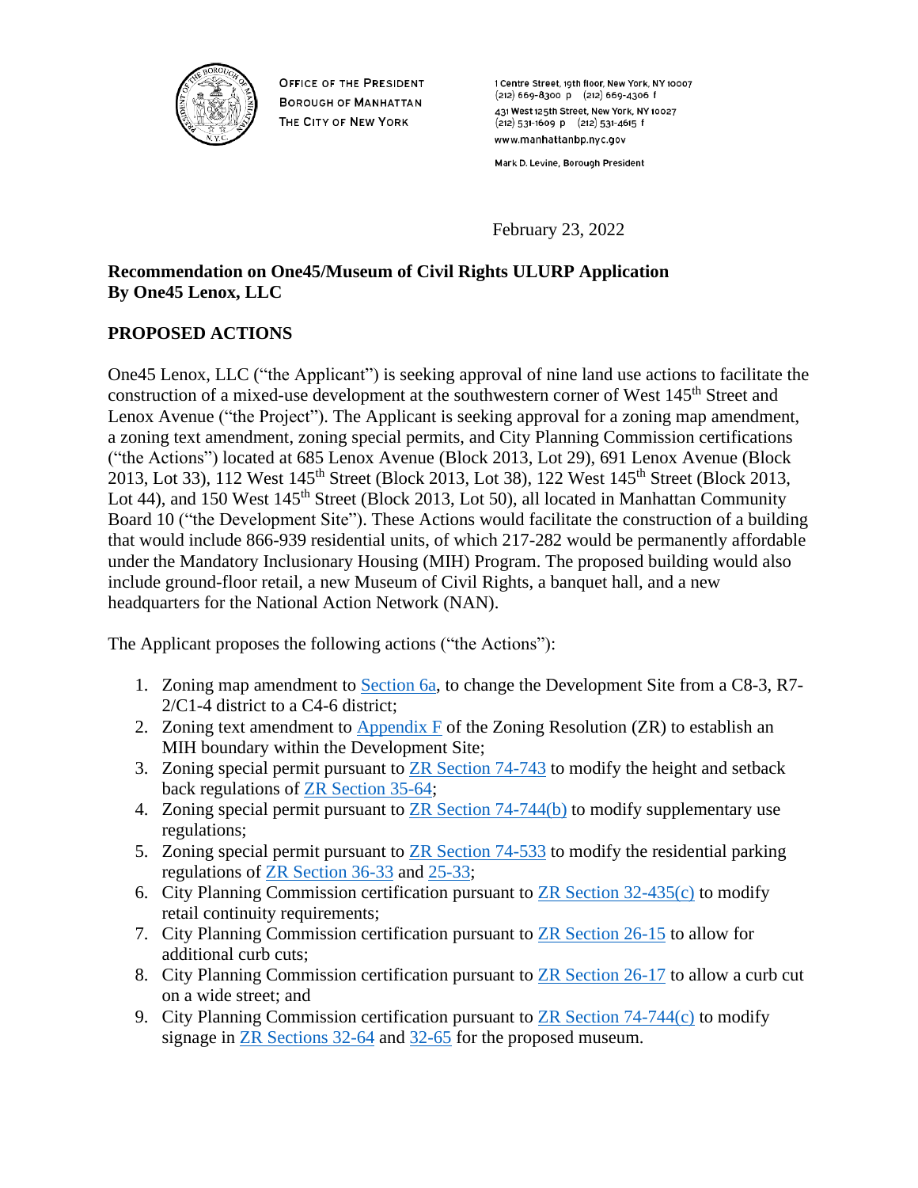OFFICE OF THE PRESIDENT
BOROUGH OF MANHATTAN
THE CITY OF NEW YORK

1 Centre Street, 19th floor, New York, NY 10007
(212) 669-8300 p (212) 669-4306 f
431 West 125th Street, New York, NY 10027
(212) 531-1609 p (212) 531-4615 f
www.manhattanbp.nyc.gov

Mark D. Levine, Borough President

February 23, 2022

**Recommendation on One45/Museum of Civil Rights ULURP Application**
**By One45 Lenox, LLC**

## PROPOSED ACTIONS

One45 Lenox, LLC ("the Applicant") is seeking approval of nine land use actions to facilitate the construction of a mixed-use development at the southwestern corner of West 145th Street and Lenox Avenue ("the Project"). The Applicant is seeking approval for a zoning map amendment, a zoning text amendment, zoning special permits, and City Planning Commission certifications ("the Actions") located at 685 Lenox Avenue (Block 2013, Lot 29), 691 Lenox Avenue (Block 2013, Lot 33), 112 West 145th Street (Block 2013, Lot 38), 122 West 145th Street (Block 2013, Lot 44), and 150 West 145th Street (Block 2013, Lot 50), all located in Manhattan Community Board 10 ("the Development Site"). These Actions would facilitate the construction of a building that would include 866-939 residential units, of which 217-282 would be permanently affordable under the Mandatory Inclusionary Housing (MIH) Program. The proposed building would also include ground-floor retail, a new Museum of Civil Rights, a banquet hall, and a new headquarters for the National Action Network (NAN).

The Applicant proposes the following actions ("the Actions"):

1. Zoning map amendment to Section 6a, to change the Development Site from a C8-3, R7-2/C1-4 district to a C4-6 district;
2. Zoning text amendment to Appendix F of the Zoning Resolution (ZR) to establish an MIH boundary within the Development Site;
3. Zoning special permit pursuant to ZR Section 74-743 to modify the height and setback back regulations of ZR Section 35-64;
4. Zoning special permit pursuant to ZR Section 74-744(b) to modify supplementary use regulations;
5. Zoning special permit pursuant to ZR Section 74-533 to modify the residential parking regulations of ZR Section 36-33 and 25-33;
6. City Planning Commission certification pursuant to ZR Section 32-435(c) to modify retail continuity requirements;
7. City Planning Commission certification pursuant to ZR Section 26-15 to allow for additional curb cuts;
8. City Planning Commission certification pursuant to ZR Section 26-17 to allow a curb cut on a wide street; and
9. City Planning Commission certification pursuant to ZR Section 74-744(c) to modify signage in ZR Sections 32-64 and 32-65 for the proposed museum.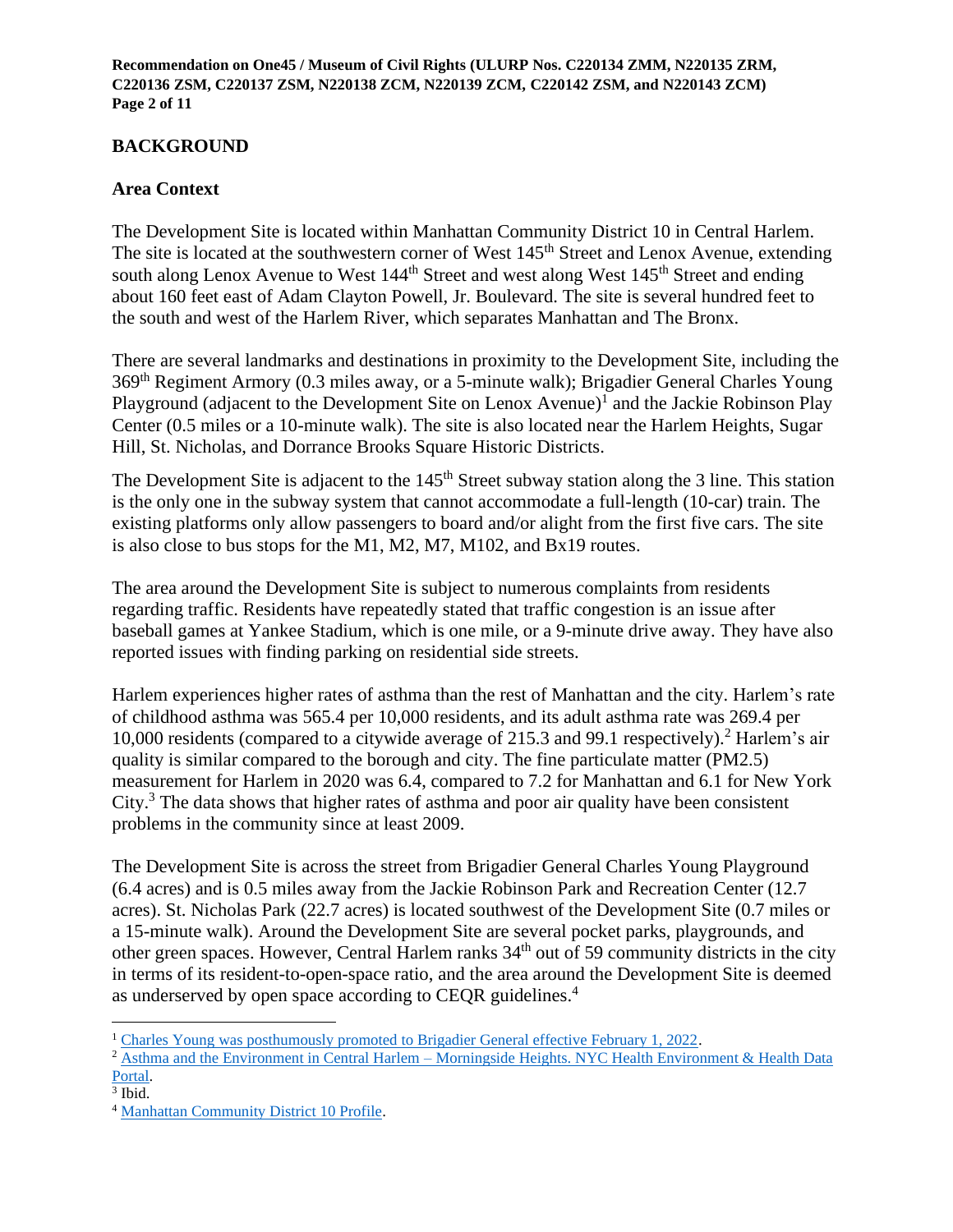## BACKGROUND

### Area Context

The Development Site is located within Manhattan Community District 10 in Central Harlem. The site is located at the southwestern corner of West 145th Street and Lenox Avenue, extending south along Lenox Avenue to West 144th Street and west along West 145th Street and ending about 160 feet east of Adam Clayton Powell, Jr. Boulevard. The site is several hundred feet to the south and west of the Harlem River, which separates Manhattan and The Bronx.

There are several landmarks and destinations in proximity to the Development Site, including the 369th Regiment Armory (0.3 miles away, or a 5-minute walk); Brigadier General Charles Young Playground (adjacent to the Development Site on Lenox Avenue)[1] and the Jackie Robinson Play Center (0.5 miles or a 10-minute walk). The site is also located near the Harlem Heights, Sugar Hill, St. Nicholas, and Dorrance Brooks Square Historic Districts.

The Development Site is adjacent to the 145th Street subway station along the 3 line. This station is the only one in the subway system that cannot accommodate a full-length (10-car) train. The existing platforms only allow passengers to board and/or alight from the first five cars. The site is also close to bus stops for the M1, M2, M7, M102, and Bx19 routes.

The area around the Development Site is subject to numerous complaints from residents regarding traffic. Residents have repeatedly stated that traffic congestion is an issue after baseball games at Yankee Stadium, which is one mile, or a 9-minute drive away. They have also reported issues with finding parking on residential side streets.

Harlem experiences higher rates of asthma than the rest of Manhattan and the city. Harlem's rate of childhood asthma was 565.4 per 10,000 residents, and its adult asthma rate was 269.4 per 10,000 residents (compared to a citywide average of 215.3 and 99.1 respectively).[2] Harlem's air quality is similar compared to the borough and city. The fine particulate matter (PM2.5) measurement for Harlem in 2020 was 6.4, compared to 7.2 for Manhattan and 6.1 for New York City.[3] The data shows that higher rates of asthma and poor air quality have been consistent problems in the community since at least 2009.

The Development Site is across the street from Brigadier General Charles Young Playground (6.4 acres) and is 0.5 miles away from the Jackie Robinson Park and Recreation Center (12.7 acres). St. Nicholas Park (22.7 acres) is located southwest of the Development Site (0.7 miles or a 15-minute walk). Around the Development Site are several pocket parks, playgrounds, and other green spaces. However, Central Harlem ranks 34th out of 59 community districts in the city in terms of its resident-to-open-space ratio, and the area around the Development Site is deemed as underserved by open space according to CEQR guidelines.[4]

---

[1] Charles Young was posthumously promoted to Brigadier General effective February 1, 2022.

[2] Asthma and the Environment in Central Harlem – Morningside Heights. NYC Health Environment & Health Data Portal.

[3] Ibid.

[4] Manhattan Community District 10 Profile.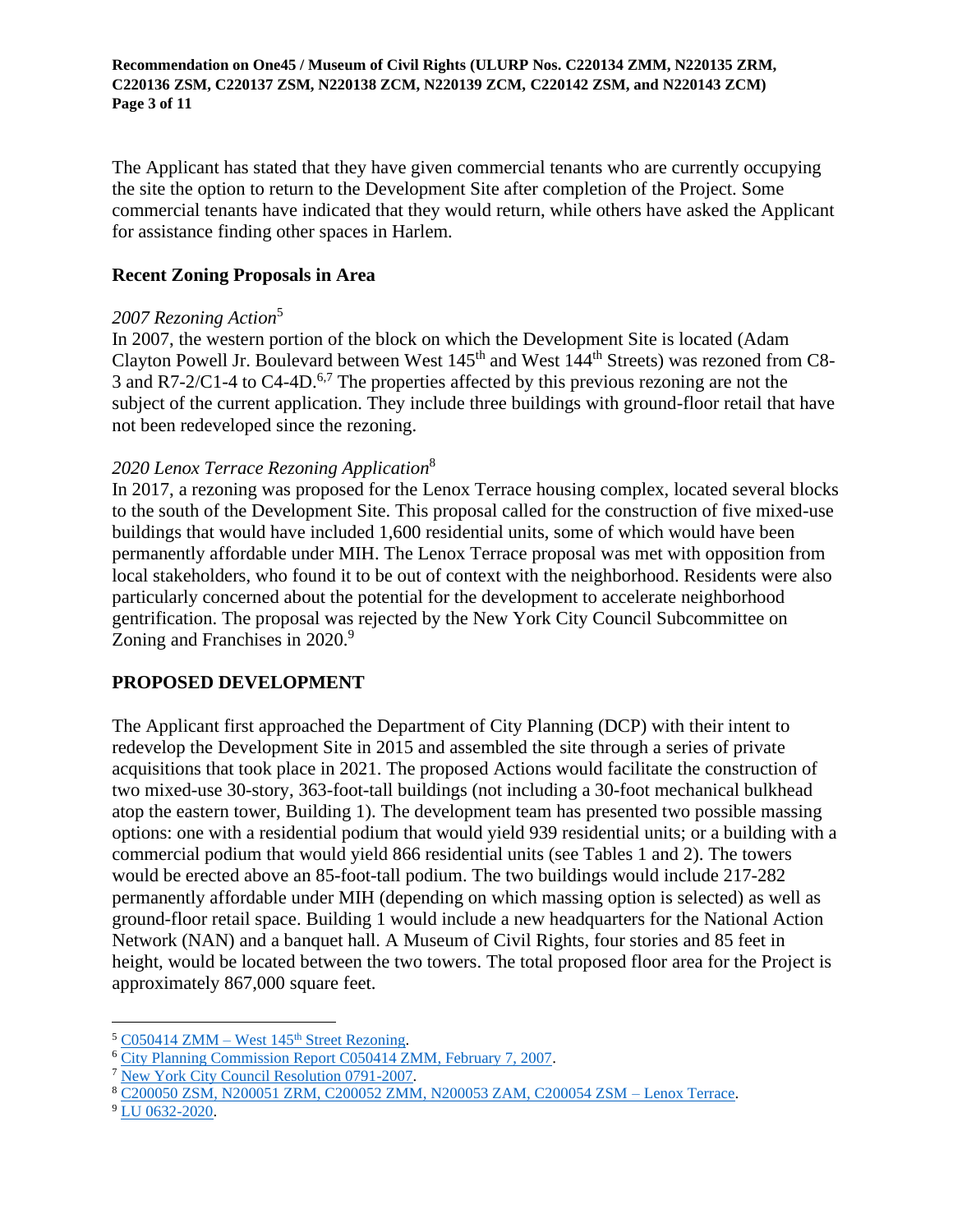The Applicant has stated that they have given commercial tenants who are currently occupying the site the option to return to the Development Site after completion of the Project. Some commercial tenants have indicated that they would return, while others have asked the Applicant for assistance finding other spaces in Harlem.

## Recent Zoning Proposals in Area

*2007 Rezoning Action*[5]

In 2007, the western portion of the block on which the Development Site is located (Adam Clayton Powell Jr. Boulevard between West 145th and West 144th Streets) was rezoned from C8-3 and R7-2/C1-4 to C4-4D.[6,7] The properties affected by this previous rezoning are not the subject of the current application. They include three buildings with ground-floor retail that have not been redeveloped since the rezoning.

*2020 Lenox Terrace Rezoning Application*[8]

In 2017, a rezoning was proposed for the Lenox Terrace housing complex, located several blocks to the south of the Development Site. This proposal called for the construction of five mixed-use buildings that would have included 1,600 residential units, some of which would have been permanently affordable under MIH. The Lenox Terrace proposal was met with opposition from local stakeholders, who found it to be out of context with the neighborhood. Residents were also particularly concerned about the potential for the development to accelerate neighborhood gentrification. The proposal was rejected by the New York City Council Subcommittee on Zoning and Franchises in 2020.[9]

## PROPOSED DEVELOPMENT

The Applicant first approached the Department of City Planning (DCP) with their intent to redevelop the Development Site in 2015 and assembled the site through a series of private acquisitions that took place in 2021. The proposed Actions would facilitate the construction of two mixed-use 30-story, 363-foot-tall buildings (not including a 30-foot mechanical bulkhead atop the eastern tower, Building 1). The development team has presented two possible massing options: one with a residential podium that would yield 939 residential units; or a building with a commercial podium that would yield 866 residential units (see Tables 1 and 2). The towers would be erected above an 85-foot-tall podium. The two buildings would include 217-282 permanently affordable under MIH (depending on which massing option is selected) as well as ground-floor retail space. Building 1 would include a new headquarters for the National Action Network (NAN) and a banquet hall. A Museum of Civil Rights, four stories and 85 feet in height, would be located between the two towers. The total proposed floor area for the Project is approximately 867,000 square feet.

---

[5] C050414 ZMM – West 145th Street Rezoning.

[6] City Planning Commission Report C050414 ZMM, February 7, 2007.

[7] New York City Council Resolution 0791-2007.

[8] C200050 ZSM, N200051 ZRM, C200052 ZMM, N200053 ZAM, C200054 ZSM – Lenox Terrace.

[9] LU 0632-2020.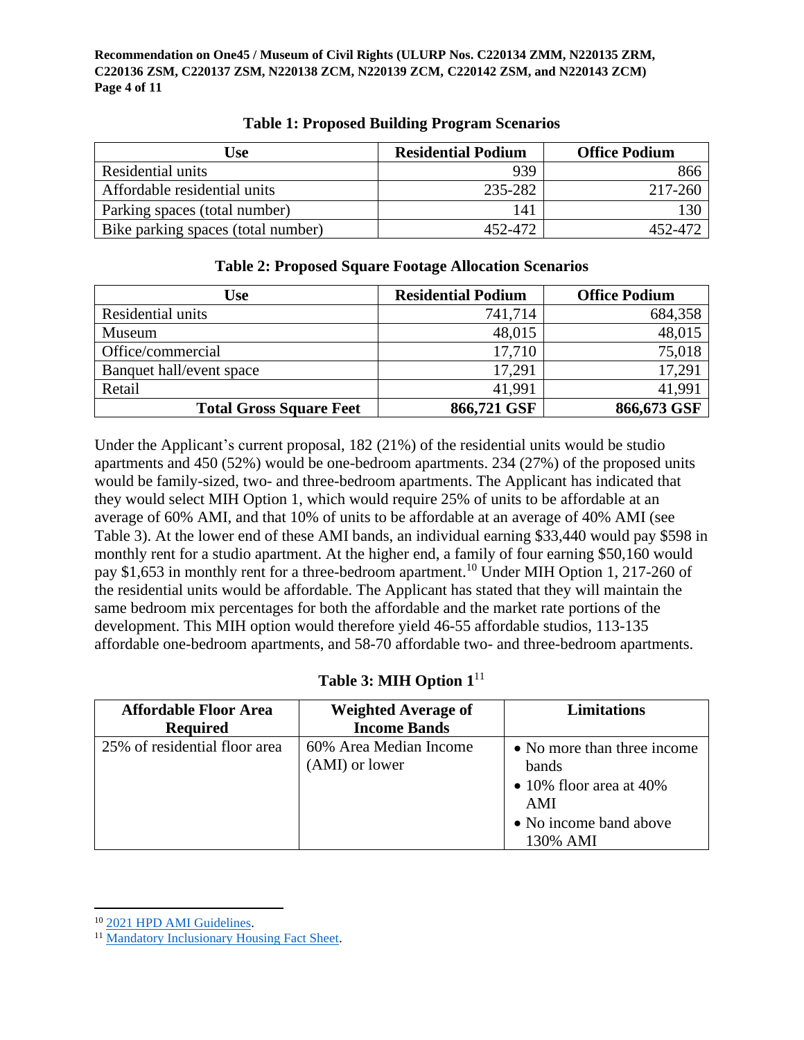**Table 1: Proposed Building Program Scenarios**

| Use | Residential Podium | Office Podium |
|---|---|---|
| Residential units | 939 | 866 |
| Affordable residential units | 235-282 | 217-260 |
| Parking spaces (total number) | 141 | 130 |
| Bike parking spaces (total number) | 452-472 | 452-472 |

**Table 2: Proposed Square Footage Allocation Scenarios**

| Use | Residential Podium | Office Podium |
|---|---|---|
| Residential units | 741,714 | 684,358 |
| Museum | 48,015 | 48,015 |
| Office/commercial | 17,710 | 75,018 |
| Banquet hall/event space | 17,291 | 17,291 |
| Retail | 41,991 | 41,991 |
| **Total Gross Square Feet** | **866,721 GSF** | **866,673 GSF** |

Under the Applicant's current proposal, 182 (21%) of the residential units would be studio apartments and 450 (52%) would be one-bedroom apartments. 234 (27%) of the proposed units would be family-sized, two- and three-bedroom apartments. The Applicant has indicated that they would select MIH Option 1, which would require 25% of units to be affordable at an average of 60% AMI, and that 10% of units to be affordable at an average of 40% AMI (see Table 3). At the lower end of these AMI bands, an individual earning $33,440 would pay $598 in monthly rent for a studio apartment. At the higher end, a family of four earning $50,160 would pay $1,653 in monthly rent for a three-bedroom apartment.[10] Under MIH Option 1, 217-260 of the residential units would be affordable. The Applicant has stated that they will maintain the same bedroom mix percentages for both the affordable and the market rate portions of the development. This MIH option would therefore yield 46-55 affordable studios, 113-135 affordable one-bedroom apartments, and 58-70 affordable two- and three-bedroom apartments.

**Table 3: MIH Option 1**[11]

| Affordable Floor Area Required | Weighted Average of Income Bands | Limitations |
|---|---|---|
| 25% of residential floor area | 60% Area Median Income (AMI) or lower | • No more than three income bands<br>• 10% floor area at 40% AMI<br>• No income band above 130% AMI |

[10] 2021 HPD AMI Guidelines.

[11] Mandatory Inclusionary Housing Fact Sheet.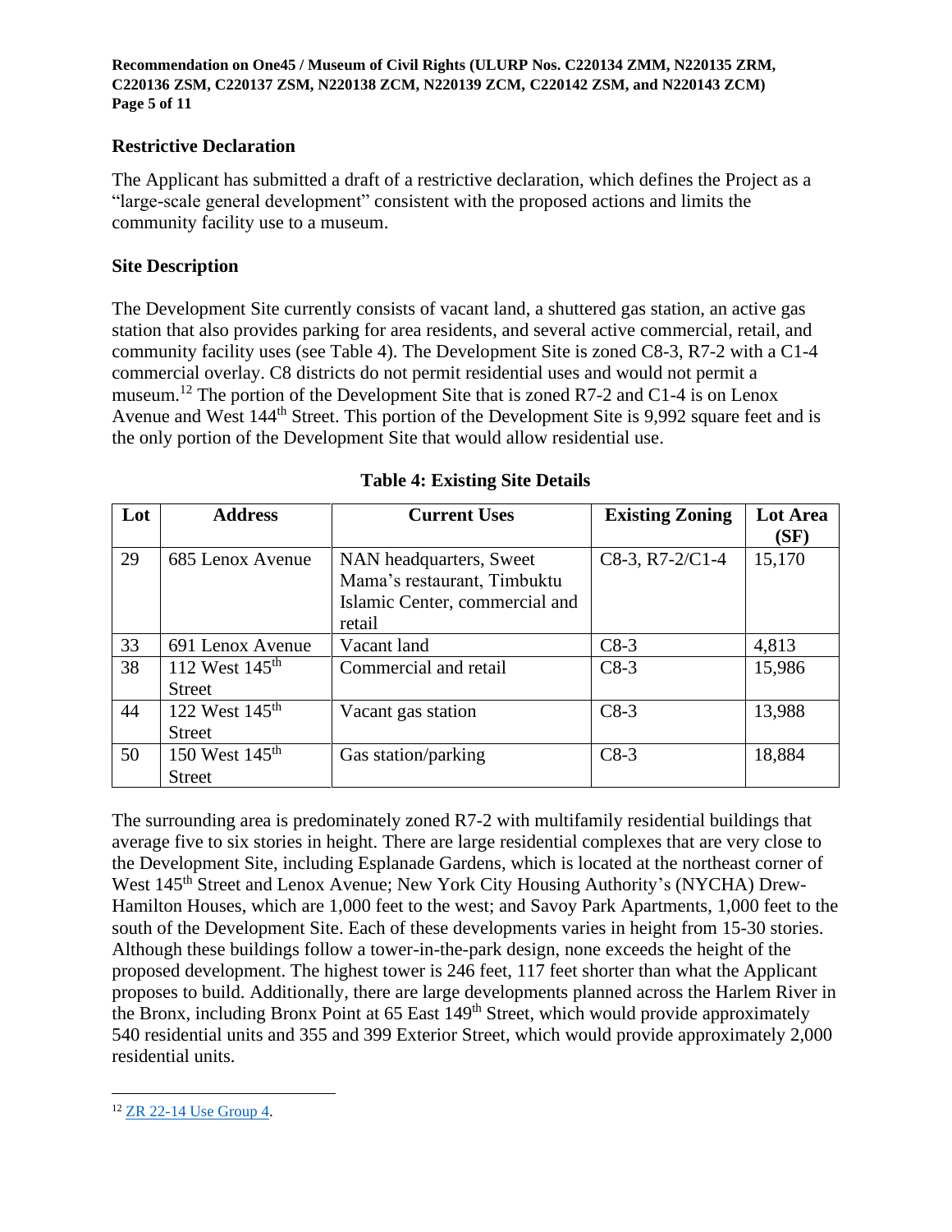## Restrictive Declaration

The Applicant has submitted a draft of a restrictive declaration, which defines the Project as a "large-scale general development" consistent with the proposed actions and limits the community facility use to a museum.

## Site Description

The Development Site currently consists of vacant land, a shuttered gas station, an active gas station that also provides parking for area residents, and several active commercial, retail, and community facility uses (see Table 4). The Development Site is zoned C8-3, R7-2 with a C1-4 commercial overlay. C8 districts do not permit residential uses and would not permit a museum.[12] The portion of the Development Site that is zoned R7-2 and C1-4 is on Lenox Avenue and West 144th Street. This portion of the Development Site is 9,992 square feet and is the only portion of the Development Site that would allow residential use.

**Table 4: Existing Site Details**

| Lot | Address | Current Uses | Existing Zoning | Lot Area (SF) |
|---|---|---|---|---|
| 29 | 685 Lenox Avenue | NAN headquarters, Sweet Mama's restaurant, Timbuktu Islamic Center, commercial and retail | C8-3, R7-2/C1-4 | 15,170 |
| 33 | 691 Lenox Avenue | Vacant land | C8-3 | 4,813 |
| 38 | 112 West 145th Street | Commercial and retail | C8-3 | 15,986 |
| 44 | 122 West 145th Street | Vacant gas station | C8-3 | 13,988 |
| 50 | 150 West 145th Street | Gas station/parking | C8-3 | 18,884 |

The surrounding area is predominately zoned R7-2 with multifamily residential buildings that average five to six stories in height. There are large residential complexes that are very close to the Development Site, including Esplanade Gardens, which is located at the northeast corner of West 145th Street and Lenox Avenue; New York City Housing Authority's (NYCHA) Drew-Hamilton Houses, which are 1,000 feet to the west; and Savoy Park Apartments, 1,000 feet to the south of the Development Site. Each of these developments varies in height from 15-30 stories. Although these buildings follow a tower-in-the-park design, none exceeds the height of the proposed development. The highest tower is 246 feet, 117 feet shorter than what the Applicant proposes to build. Additionally, there are large developments planned across the Harlem River in the Bronx, including Bronx Point at 65 East 149th Street, which would provide approximately 540 residential units and 355 and 399 Exterior Street, which would provide approximately 2,000 residential units.

---

[12] ZR 22-14 Use Group 4.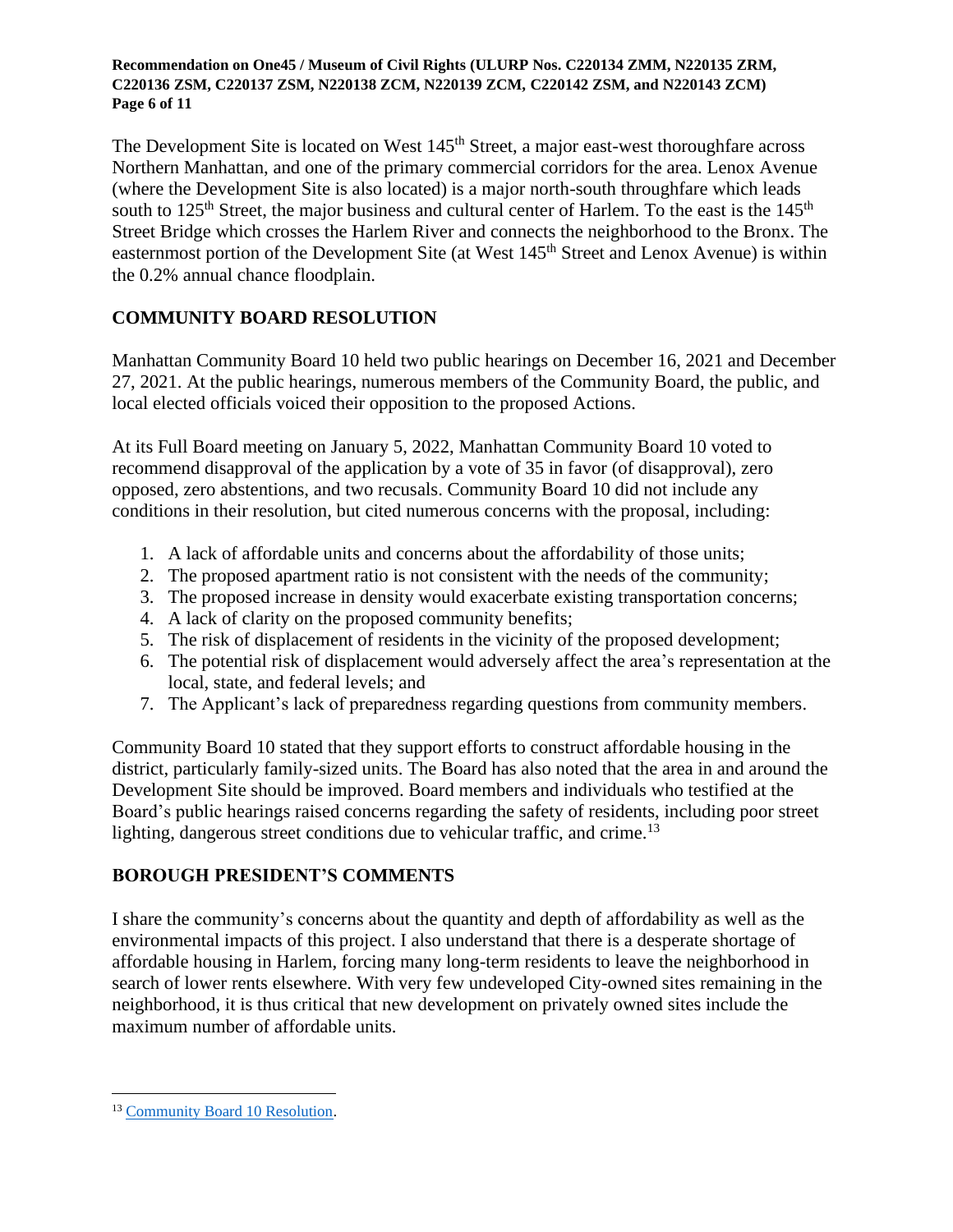The Development Site is located on West 145th Street, a major east-west thoroughfare across Northern Manhattan, and one of the primary commercial corridors for the area. Lenox Avenue (where the Development Site is also located) is a major north-south throughfare which leads south to 125th Street, the major business and cultural center of Harlem. To the east is the 145th Street Bridge which crosses the Harlem River and connects the neighborhood to the Bronx. The easternmost portion of the Development Site (at West 145th Street and Lenox Avenue) is within the 0.2% annual chance floodplain.

## COMMUNITY BOARD RESOLUTION

Manhattan Community Board 10 held two public hearings on December 16, 2021 and December 27, 2021. At the public hearings, numerous members of the Community Board, the public, and local elected officials voiced their opposition to the proposed Actions.

At its Full Board meeting on January 5, 2022, Manhattan Community Board 10 voted to recommend disapproval of the application by a vote of 35 in favor (of disapproval), zero opposed, zero abstentions, and two recusals. Community Board 10 did not include any conditions in their resolution, but cited numerous concerns with the proposal, including:

1. A lack of affordable units and concerns about the affordability of those units;
2. The proposed apartment ratio is not consistent with the needs of the community;
3. The proposed increase in density would exacerbate existing transportation concerns;
4. A lack of clarity on the proposed community benefits;
5. The risk of displacement of residents in the vicinity of the proposed development;
6. The potential risk of displacement would adversely affect the area's representation at the local, state, and federal levels; and
7. The Applicant's lack of preparedness regarding questions from community members.

Community Board 10 stated that they support efforts to construct affordable housing in the district, particularly family-sized units. The Board has also noted that the area in and around the Development Site should be improved. Board members and individuals who testified at the Board's public hearings raised concerns regarding the safety of residents, including poor street lighting, dangerous street conditions due to vehicular traffic, and crime.[13]

## BOROUGH PRESIDENT'S COMMENTS

I share the community's concerns about the quantity and depth of affordability as well as the environmental impacts of this project. I also understand that there is a desperate shortage of affordable housing in Harlem, forcing many long-term residents to leave the neighborhood in search of lower rents elsewhere. With very few undeveloped City-owned sites remaining in the neighborhood, it is thus critical that new development on privately owned sites include the maximum number of affordable units.

---

[13] Community Board 10 Resolution.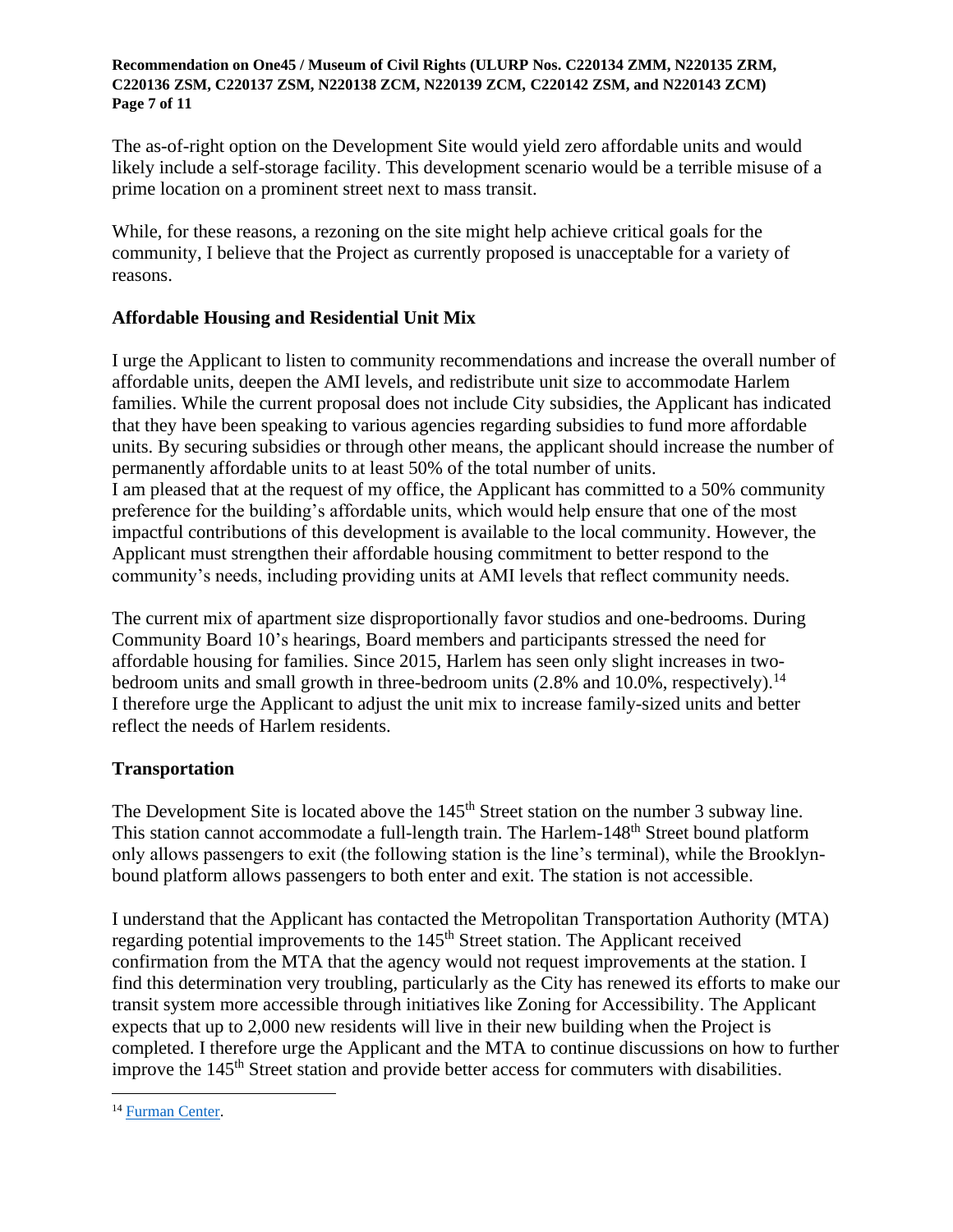The as-of-right option on the Development Site would yield zero affordable units and would likely include a self-storage facility. This development scenario would be a terrible misuse of a prime location on a prominent street next to mass transit.

While, for these reasons, a rezoning on the site might help achieve critical goals for the community, I believe that the Project as currently proposed is unacceptable for a variety of reasons.

## Affordable Housing and Residential Unit Mix

I urge the Applicant to listen to community recommendations and increase the overall number of affordable units, deepen the AMI levels, and redistribute unit size to accommodate Harlem families. While the current proposal does not include City subsidies, the Applicant has indicated that they have been speaking to various agencies regarding subsidies to fund more affordable units. By securing subsidies or through other means, the applicant should increase the number of permanently affordable units to at least 50% of the total number of units.
I am pleased that at the request of my office, the Applicant has committed to a 50% community preference for the building's affordable units, which would help ensure that one of the most impactful contributions of this development is available to the local community. However, the Applicant must strengthen their affordable housing commitment to better respond to the community's needs, including providing units at AMI levels that reflect community needs.

The current mix of apartment size disproportionally favor studios and one-bedrooms. During Community Board 10's hearings, Board members and participants stressed the need for affordable housing for families. Since 2015, Harlem has seen only slight increases in two-bedroom units and small growth in three-bedroom units (2.8% and 10.0%, respectively).[14] I therefore urge the Applicant to adjust the unit mix to increase family-sized units and better reflect the needs of Harlem residents.

## Transportation

The Development Site is located above the 145th Street station on the number 3 subway line. This station cannot accommodate a full-length train. The Harlem-148th Street bound platform only allows passengers to exit (the following station is the line's terminal), while the Brooklyn-bound platform allows passengers to both enter and exit. The station is not accessible.

I understand that the Applicant has contacted the Metropolitan Transportation Authority (MTA) regarding potential improvements to the 145th Street station. The Applicant received confirmation from the MTA that the agency would not request improvements at the station. I find this determination very troubling, particularly as the City has renewed its efforts to make our transit system more accessible through initiatives like Zoning for Accessibility. The Applicant expects that up to 2,000 new residents will live in their new building when the Project is completed. I therefore urge the Applicant and the MTA to continue discussions on how to further improve the 145th Street station and provide better access for commuters with disabilities.

---

[14] Furman Center.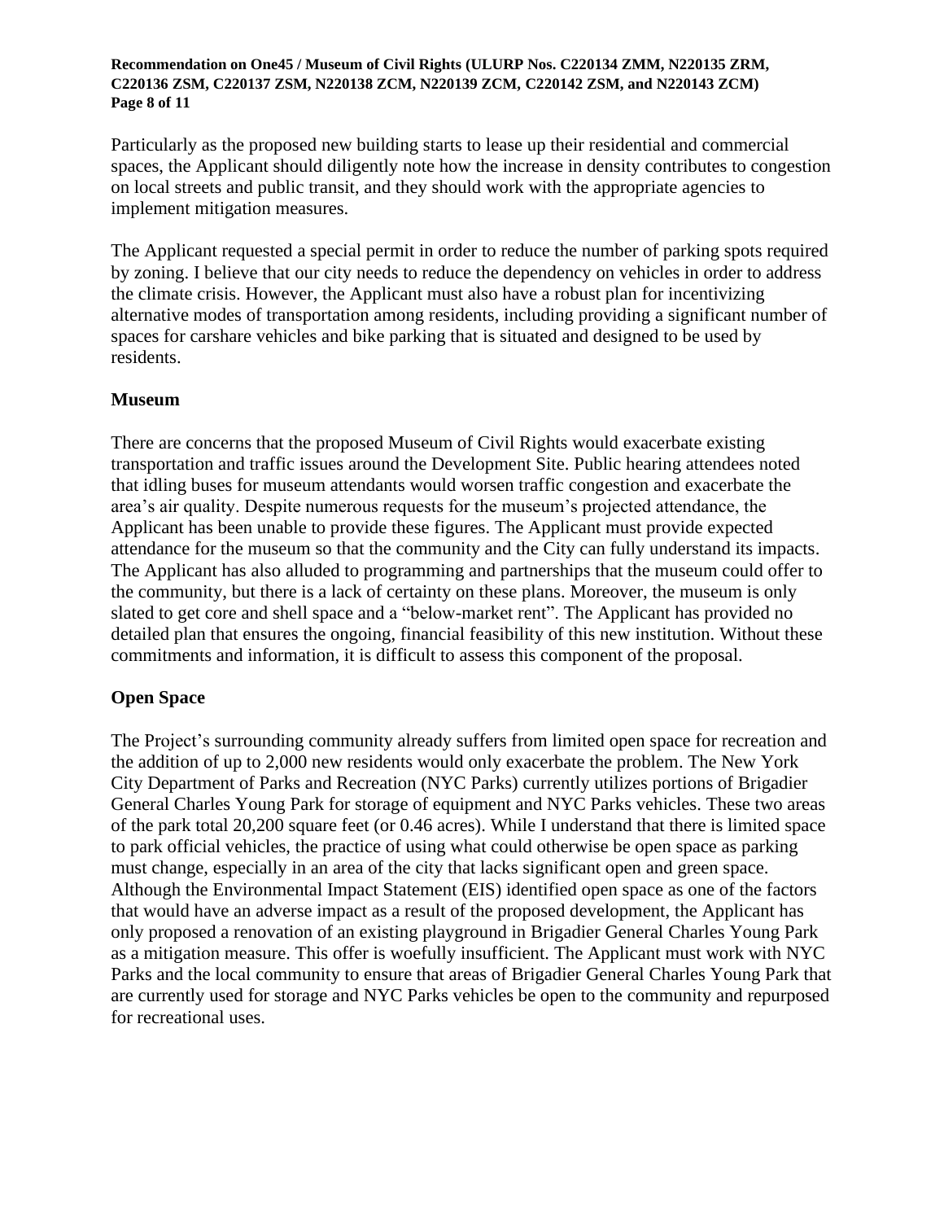Particularly as the proposed new building starts to lease up their residential and commercial spaces, the Applicant should diligently note how the increase in density contributes to congestion on local streets and public transit, and they should work with the appropriate agencies to implement mitigation measures.

The Applicant requested a special permit in order to reduce the number of parking spots required by zoning. I believe that our city needs to reduce the dependency on vehicles in order to address the climate crisis. However, the Applicant must also have a robust plan for incentivizing alternative modes of transportation among residents, including providing a significant number of spaces for carshare vehicles and bike parking that is situated and designed to be used by residents.

**Museum**

There are concerns that the proposed Museum of Civil Rights would exacerbate existing transportation and traffic issues around the Development Site. Public hearing attendees noted that idling buses for museum attendants would worsen traffic congestion and exacerbate the area's air quality. Despite numerous requests for the museum's projected attendance, the Applicant has been unable to provide these figures. The Applicant must provide expected attendance for the museum so that the community and the City can fully understand its impacts. The Applicant has also alluded to programming and partnerships that the museum could offer to the community, but there is a lack of certainty on these plans. Moreover, the museum is only slated to get core and shell space and a "below-market rent". The Applicant has provided no detailed plan that ensures the ongoing, financial feasibility of this new institution. Without these commitments and information, it is difficult to assess this component of the proposal.

**Open Space**

The Project's surrounding community already suffers from limited open space for recreation and the addition of up to 2,000 new residents would only exacerbate the problem. The New York City Department of Parks and Recreation (NYC Parks) currently utilizes portions of Brigadier General Charles Young Park for storage of equipment and NYC Parks vehicles. These two areas of the park total 20,200 square feet (or 0.46 acres). While I understand that there is limited space to park official vehicles, the practice of using what could otherwise be open space as parking must change, especially in an area of the city that lacks significant open and green space. Although the Environmental Impact Statement (EIS) identified open space as one of the factors that would have an adverse impact as a result of the proposed development, the Applicant has only proposed a renovation of an existing playground in Brigadier General Charles Young Park as a mitigation measure. This offer is woefully insufficient. The Applicant must work with NYC Parks and the local community to ensure that areas of Brigadier General Charles Young Park that are currently used for storage and NYC Parks vehicles be open to the community and repurposed for recreational uses.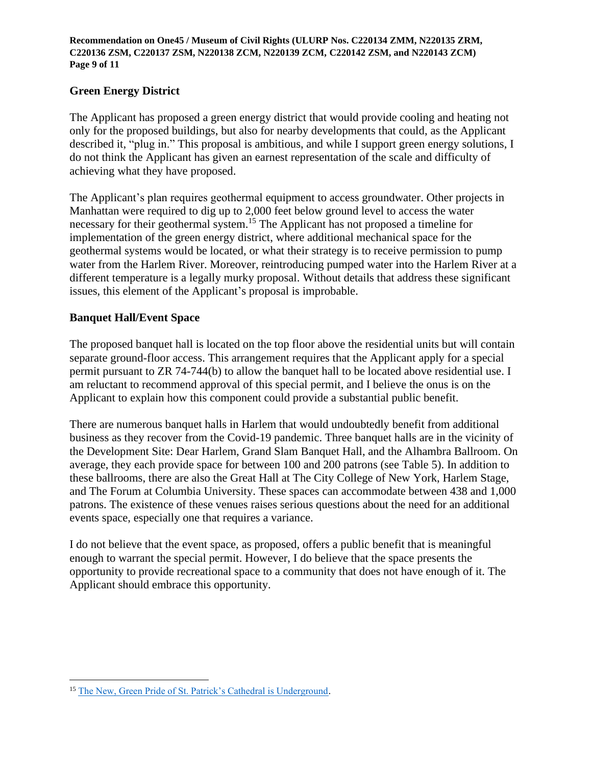## Green Energy District

The Applicant has proposed a green energy district that would provide cooling and heating not only for the proposed buildings, but also for nearby developments that could, as the Applicant described it, "plug in." This proposal is ambitious, and while I support green energy solutions, I do not think the Applicant has given an earnest representation of the scale and difficulty of achieving what they have proposed.

The Applicant's plan requires geothermal equipment to access groundwater. Other projects in Manhattan were required to dig up to 2,000 feet below ground level to access the water necessary for their geothermal system.[15] The Applicant has not proposed a timeline for implementation of the green energy district, where additional mechanical space for the geothermal systems would be located, or what their strategy is to receive permission to pump water from the Harlem River. Moreover, reintroducing pumped water into the Harlem River at a different temperature is a legally murky proposal. Without details that address these significant issues, this element of the Applicant's proposal is improbable.

## Banquet Hall/Event Space

The proposed banquet hall is located on the top floor above the residential units but will contain separate ground-floor access. This arrangement requires that the Applicant apply for a special permit pursuant to ZR 74-744(b) to allow the banquet hall to be located above residential use. I am reluctant to recommend approval of this special permit, and I believe the onus is on the Applicant to explain how this component could provide a substantial public benefit.

There are numerous banquet halls in Harlem that would undoubtedly benefit from additional business as they recover from the Covid-19 pandemic. Three banquet halls are in the vicinity of the Development Site: Dear Harlem, Grand Slam Banquet Hall, and the Alhambra Ballroom. On average, they each provide space for between 100 and 200 patrons (see Table 5). In addition to these ballrooms, there are also the Great Hall at The City College of New York, Harlem Stage, and The Forum at Columbia University. These spaces can accommodate between 438 and 1,000 patrons. The existence of these venues raises serious questions about the need for an additional events space, especially one that requires a variance.

I do not believe that the event space, as proposed, offers a public benefit that is meaningful enough to warrant the special permit. However, I do believe that the space presents the opportunity to provide recreational space to a community that does not have enough of it. The Applicant should embrace this opportunity.

---

[15] The New, Green Pride of St. Patrick's Cathedral is Underground.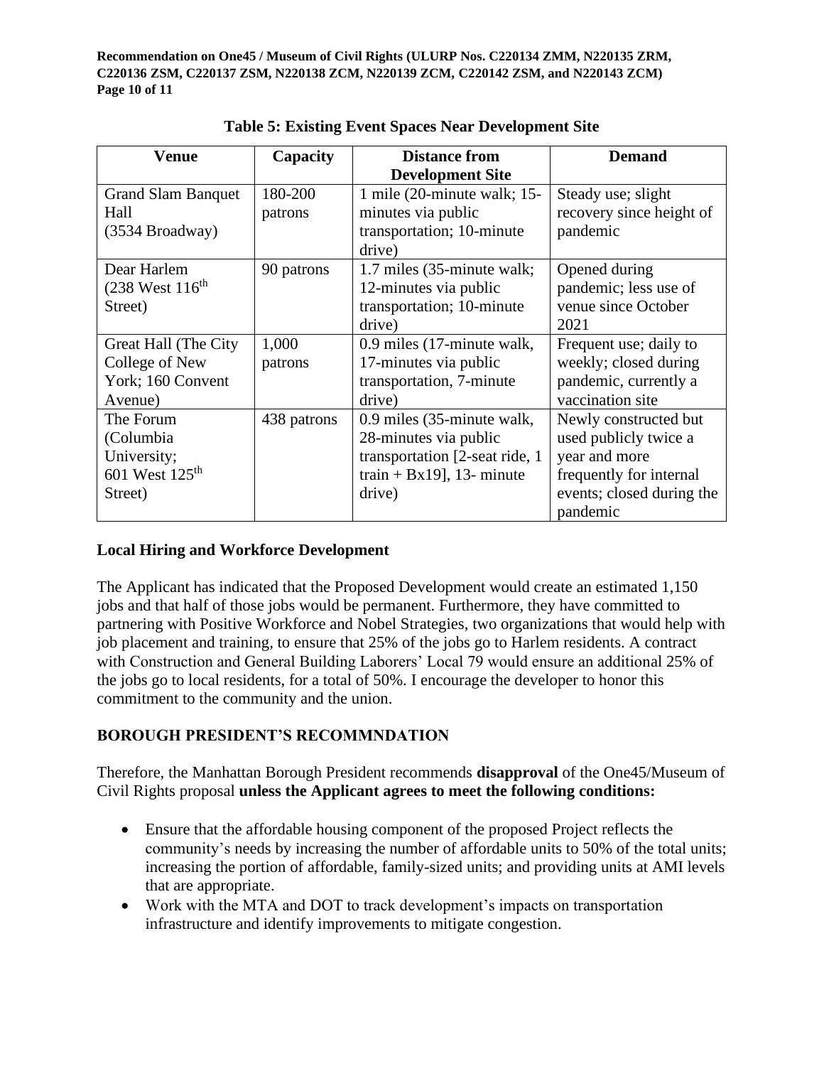**Table 5: Existing Event Spaces Near Development Site**

| Venue | Capacity | Distance from Development Site | Demand |
|---|---|---|---|
| Grand Slam Banquet Hall (3534 Broadway) | 180-200 patrons | 1 mile (20-minute walk; 15-minutes via public transportation; 10-minute drive) | Steady use; slight recovery since height of pandemic |
| Dear Harlem (238 West 116th Street) | 90 patrons | 1.7 miles (35-minute walk; 12-minutes via public transportation; 10-minute drive) | Opened during pandemic; less use of venue since October 2021 |
| Great Hall (The City College of New York; 160 Convent Avenue) | 1,000 patrons | 0.9 miles (17-minute walk, 17-minutes via public transportation, 7-minute drive) | Frequent use; daily to weekly; closed during pandemic, currently a vaccination site |
| The Forum (Columbia University; 601 West 125th Street) | 438 patrons | 0.9 miles (35-minute walk, 28-minutes via public transportation [2-seat ride, 1 train + Bx19], 13- minute drive) | Newly constructed but used publicly twice a year and more frequently for internal events; closed during the pandemic |

### Local Hiring and Workforce Development

The Applicant has indicated that the Proposed Development would create an estimated 1,150 jobs and that half of those jobs would be permanent. Furthermore, they have committed to partnering with Positive Workforce and Nobel Strategies, two organizations that would help with job placement and training, to ensure that 25% of the jobs go to Harlem residents. A contract with Construction and General Building Laborers' Local 79 would ensure an additional 25% of the jobs go to local residents, for a total of 50%. I encourage the developer to honor this commitment to the community and the union.

## BOROUGH PRESIDENT'S RECOMMNDATION

Therefore, the Manhattan Borough President recommends **disapproval** of the One45/Museum of Civil Rights proposal **unless the Applicant agrees to meet the following conditions:**

- Ensure that the affordable housing component of the proposed Project reflects the community's needs by increasing the number of affordable units to 50% of the total units; increasing the portion of affordable, family-sized units; and providing units at AMI levels that are appropriate.
- Work with the MTA and DOT to track development's impacts on transportation infrastructure and identify improvements to mitigate congestion.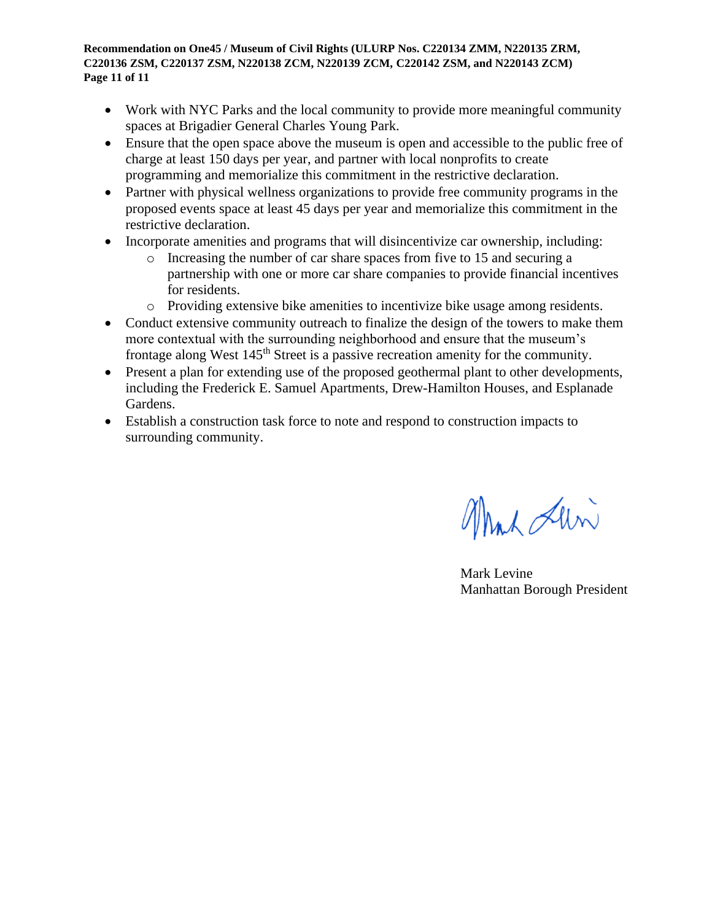- Work with NYC Parks and the local community to provide more meaningful community spaces at Brigadier General Charles Young Park.
- Ensure that the open space above the museum is open and accessible to the public free of charge at least 150 days per year, and partner with local nonprofits to create programming and memorialize this commitment in the restrictive declaration.
- Partner with physical wellness organizations to provide free community programs in the proposed events space at least 45 days per year and memorialize this commitment in the restrictive declaration.
- Incorporate amenities and programs that will disincentivize car ownership, including:
    - Increasing the number of car share spaces from five to 15 and securing a partnership with one or more car share companies to provide financial incentives for residents.
    - Providing extensive bike amenities to incentivize bike usage among residents.
- Conduct extensive community outreach to finalize the design of the towers to make them more contextual with the surrounding neighborhood and ensure that the museum's frontage along West 145th Street is a passive recreation amenity for the community.
- Present a plan for extending use of the proposed geothermal plant to other developments, including the Frederick E. Samuel Apartments, Drew-Hamilton Houses, and Esplanade Gardens.
- Establish a construction task force to note and respond to construction impacts to surrounding community.

Mark Levine
Manhattan Borough President